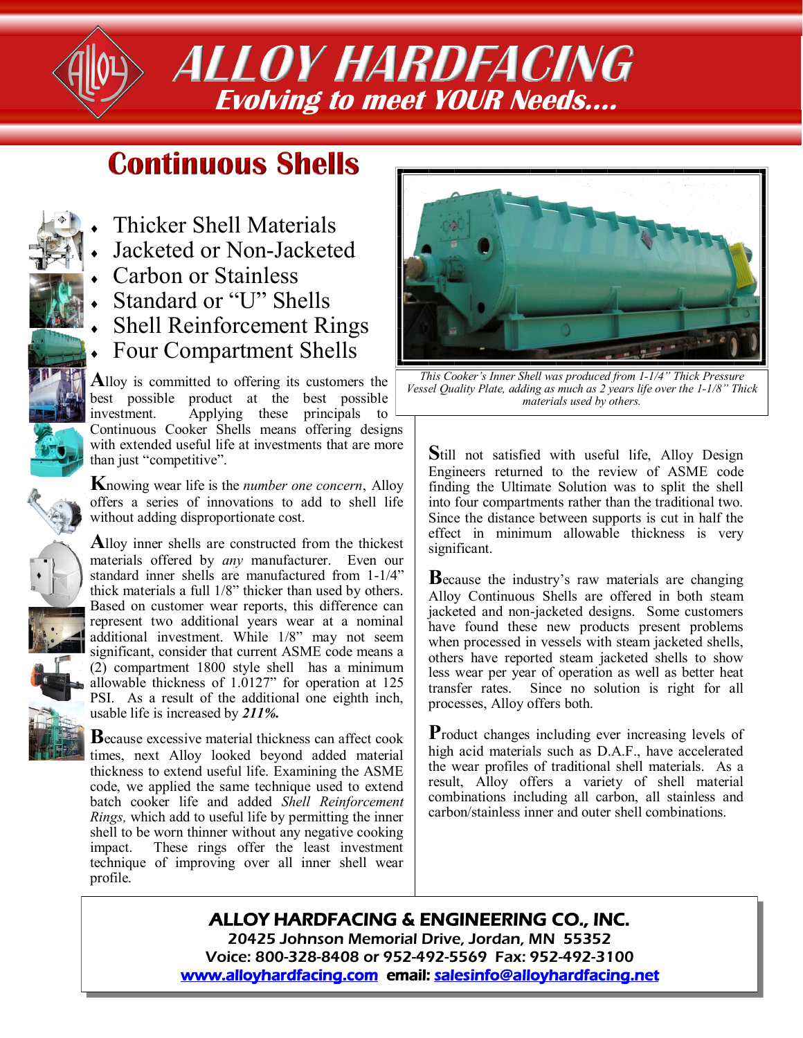# ALLOY HARDFACING

*Evolving to meet YOUR Needs….*

## Continuous Shells

- Thicker Shell Materials
- Jacketed or Non-Jacketed
- Carbon or Stainless
- Standard or "U" Shells
- Shell Reinforcement Rings
- Four Compartment Shells

Alloy is committed to offering its customers the best possible product at the best possible investment. Applying these principals to Continuous Cooker Shells means offering designs with extended useful life at investments that are more than just "competitive".

Knowing wear life is the *number one concern*, Alloy offers a series of innovations to add to shell life without adding disproportionate cost.

Alloy inner shells are constructed from the thickest materials offered by *any* manufacturer. Even our standard inner shells are manufactured from 1-1/4" thick materials a full 1/8" thicker than used by others. Based on customer wear reports, this difference can represent two additional years wear at a nominal additional investment. While 1/8" may not seem significant, consider that current ASME code means a (2) compartment 1800 style shell has a minimum allowable thickness of 1.0127" for operation at 125 PSI. As a result of the additional one eighth inch, usable life is increased by ***211%.***

Because excessive material thickness can affect cook times, next Alloy looked beyond added material thickness to extend useful life. Examining the ASME code, we applied the same technique used to extend batch cooker life and added *Shell Reinforcement Rings,* which add to useful life by permitting the inner shell to be worn thinner without any negative cooking impact. These rings offer the least investment technique of improving over all inner shell wear profile.

*This Cooker's Inner Shell was produced from 1-1/4" Thick Pressure Vessel Quality Plate, adding as much as 2 years life over the 1-1/8" Thick materials used by others.*

Still not satisfied with useful life, Alloy Design Engineers returned to the review of ASME code finding the Ultimate Solution was to split the shell into four compartments rather than the traditional two. Since the distance between supports is cut in half the effect in minimum allowable thickness is very significant.

Because the industry's raw materials are changing Alloy Continuous Shells are offered in both steam jacketed and non-jacketed designs. Some customers have found these new products present problems when processed in vessels with steam jacketed shells, others have reported steam jacketed shells to show less wear per year of operation as well as better heat transfer rates. Since no solution is right for all processes, Alloy offers both.

Product changes including ever increasing levels of high acid materials such as D.A.F., have accelerated the wear profiles of traditional shell materials. As a result, Alloy offers a variety of shell material combinations including all carbon, all stainless and carbon/stainless inner and outer shell combinations.

**ALLOY HARDFACING & ENGINEERING CO., INC.**
**20425 Johnson Memorial Drive, Jordan, MN 55352**
**Voice: 800-328-8408 or 952-492-5569 Fax: 952-492-3100**
**[www.alloyhardfacing.com](http://www.alloyhardfacing.com) email: [salesinfo@alloyhardfacing.net](mailto:salesinfo@alloyhardfacing.net)**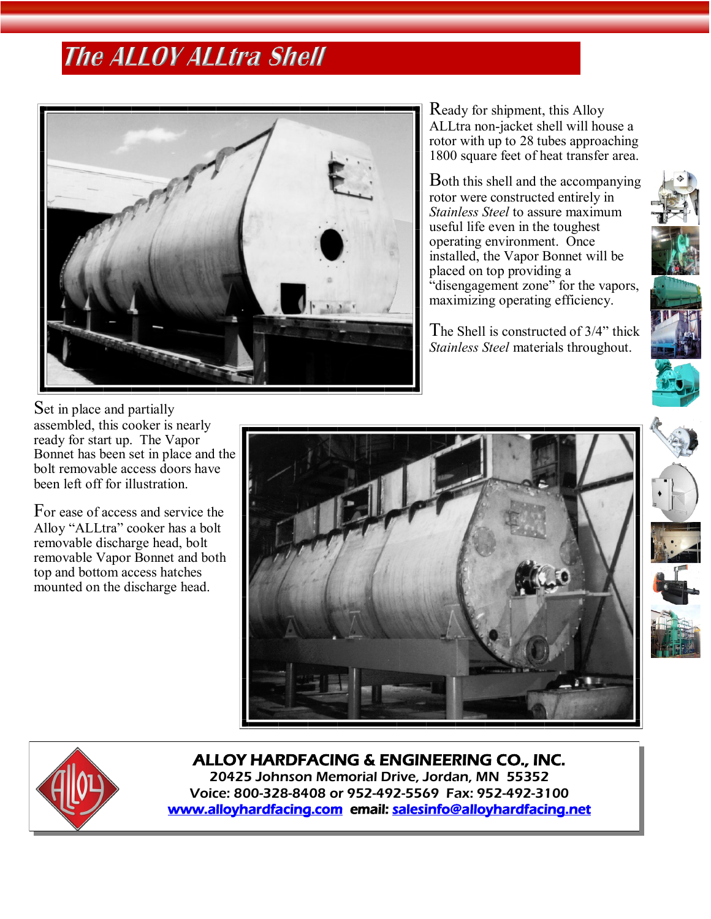# The ALLOY ALLtra Shell

Ready for shipment, this Alloy ALLtra non-jacket shell will house a rotor with up to 28 tubes approaching 1800 square feet of heat transfer area.

Both this shell and the accompanying rotor were constructed entirely in *Stainless Steel* to assure maximum useful life even in the toughest operating environment. Once installed, the Vapor Bonnet will be placed on top providing a "disengagement zone" for the vapors, maximizing operating efficiency.

The Shell is constructed of 3/4" thick *Stainless Steel* materials throughout.

Set in place and partially assembled, this cooker is nearly ready for start up. The Vapor Bonnet has been set in place and the bolt removable access doors have been left off for illustration.

For ease of access and service the Alloy "ALLtra" cooker has a bolt removable discharge head, bolt removable Vapor Bonnet and both top and bottom access hatches mounted on the discharge head.

**ALLOY HARDFACING & ENGINEERING CO., INC.**
20425 Johnson Memorial Drive, Jordan, MN 55352
Voice: 800-328-8408 or 952-492-5569 Fax: 952-492-3100
www.alloyhardfacing.com email: salesinfo@alloyhardfacing.net